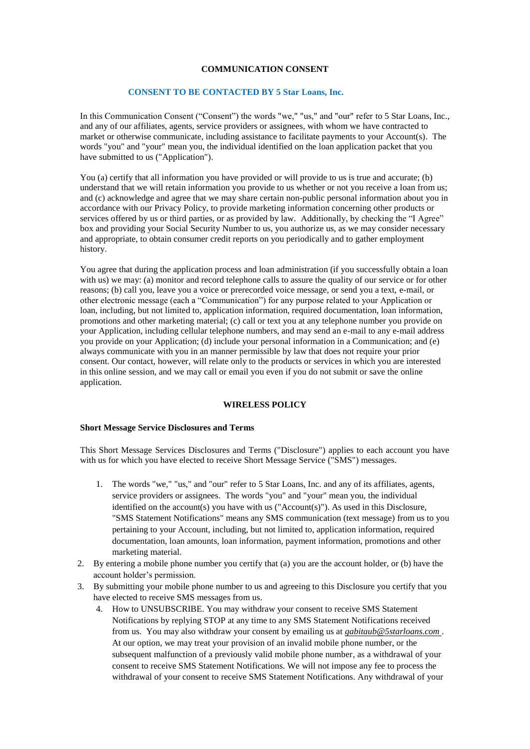**COMMUNICATION CONSENT**

**CONSENT TO BE CONTACTED BY 5 Star Loans, Inc.**

In this Communication Consent ("Consent") the words "we," "us," and "our" refer to 5 Star Loans, Inc., and any of our affiliates, agents, service providers or assignees, with whom we have contracted to market or otherwise communicate, including assistance to facilitate payments to your Account(s). The words "you" and "your" mean you, the individual identified on the loan application packet that you have submitted to us ("Application").

You (a) certify that all information you have provided or will provide to us is true and accurate; (b) understand that we will retain information you provide to us whether or not you receive a loan from us; and (c) acknowledge and agree that we may share certain non-public personal information about you in accordance with our Privacy Policy, to provide marketing information concerning other products or services offered by us or third parties, or as provided by law. Additionally, by checking the "I Agree" box and providing your Social Security Number to us, you authorize us, as we may consider necessary and appropriate, to obtain consumer credit reports on you periodically and to gather employment history.

You agree that during the application process and loan administration (if you successfully obtain a loan with us) we may: (a) monitor and record telephone calls to assure the quality of our service or for other reasons; (b) call you, leave you a voice or prerecorded voice message, or send you a text, e-mail, or other electronic message (each a "Communication") for any purpose related to your Application or loan, including, but not limited to, application information, required documentation, loan information, promotions and other marketing material; (c) call or text you at any telephone number you provide on your Application, including cellular telephone numbers, and may send an e-mail to any e-mail address you provide on your Application; (d) include your personal information in a Communication; and (e) always communicate with you in an manner permissible by law that does not require your prior consent. Our contact, however, will relate only to the products or services in which you are interested in this online session, and we may call or email you even if you do not submit or save the online application.

**WIRELESS POLICY**

**Short Message Service Disclosures and Terms**

This Short Message Services Disclosures and Terms ("Disclosure") applies to each account you have with us for which you have elected to receive Short Message Service ("SMS") messages.

1. The words "we," "us," and "our" refer to 5 Star Loans, Inc. and any of its affiliates, agents, service providers or assignees. The words "you" and "your" mean you, the individual identified on the account(s) you have with us ("Account(s)"). As used in this Disclosure, "SMS Statement Notifications" means any SMS communication (text message) from us to you pertaining to your Account, including, but not limited to, application information, required documentation, loan amounts, loan information, payment information, promotions and other marketing material.
2. By entering a mobile phone number you certify that (a) you are the account holder, or (b) have the account holder's permission.
3. By submitting your mobile phone number to us and agreeing to this Disclosure you certify that you have elected to receive SMS messages from us.
4. How to UNSUBSCRIBE. You may withdraw your consent to receive SMS Statement Notifications by replying STOP at any time to any SMS Statement Notifications received from us. You may also withdraw your consent by emailing us at *gabitaub@5starloans.com* . At our option, we may treat your provision of an invalid mobile phone number, or the subsequent malfunction of a previously valid mobile phone number, as a withdrawal of your consent to receive SMS Statement Notifications. We will not impose any fee to process the withdrawal of your consent to receive SMS Statement Notifications. Any withdrawal of your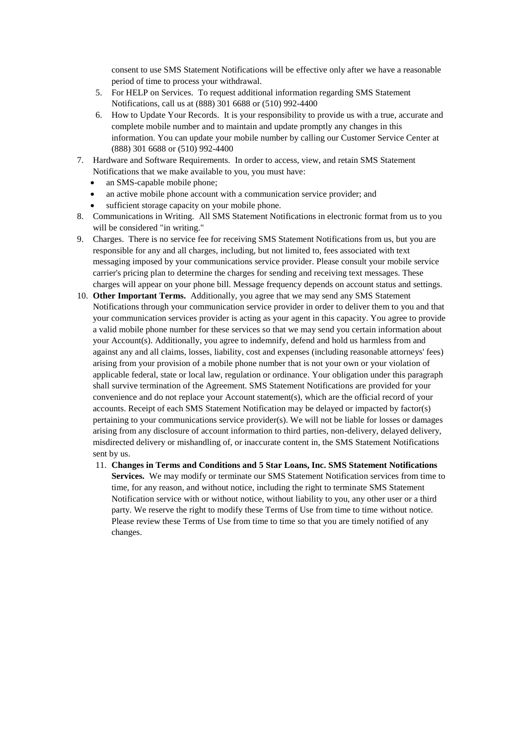consent to use SMS Statement Notifications will be effective only after we have a reasonable period of time to process your withdrawal.

5. For HELP on Services. To request additional information regarding SMS Statement Notifications, call us at (888) 301 6688 or (510) 992-4400
6. How to Update Your Records. It is your responsibility to provide us with a true, accurate and complete mobile number and to maintain and update promptly any changes in this information. You can update your mobile number by calling our Customer Service Center at (888) 301 6688 or (510) 992-4400
7. Hardware and Software Requirements. In order to access, view, and retain SMS Statement Notifications that we make available to you, you must have:
   - an SMS-capable mobile phone;
   - an active mobile phone account with a communication service provider; and
   - sufficient storage capacity on your mobile phone.
8. Communications in Writing. All SMS Statement Notifications in electronic format from us to you will be considered "in writing."
9. Charges. There is no service fee for receiving SMS Statement Notifications from us, but you are responsible for any and all charges, including, but not limited to, fees associated with text messaging imposed by your communications service provider. Please consult your mobile service carrier's pricing plan to determine the charges for sending and receiving text messages. These charges will appear on your phone bill. Message frequency depends on account status and settings.
10. **Other Important Terms.** Additionally, you agree that we may send any SMS Statement Notifications through your communication service provider in order to deliver them to you and that your communication services provider is acting as your agent in this capacity. You agree to provide a valid mobile phone number for these services so that we may send you certain information about your Account(s). Additionally, you agree to indemnify, defend and hold us harmless from and against any and all claims, losses, liability, cost and expenses (including reasonable attorneys' fees) arising from your provision of a mobile phone number that is not your own or your violation of applicable federal, state or local law, regulation or ordinance. Your obligation under this paragraph shall survive termination of the Agreement. SMS Statement Notifications are provided for your convenience and do not replace your Account statement(s), which are the official record of your accounts. Receipt of each SMS Statement Notification may be delayed or impacted by factor(s) pertaining to your communications service provider(s). We will not be liable for losses or damages arising from any disclosure of account information to third parties, non-delivery, delayed delivery, misdirected delivery or mishandling of, or inaccurate content in, the SMS Statement Notifications sent by us.
11. **Changes in Terms and Conditions and 5 Star Loans, Inc. SMS Statement Notifications Services.** We may modify or terminate our SMS Statement Notification services from time to time, for any reason, and without notice, including the right to terminate SMS Statement Notification service with or without notice, without liability to you, any other user or a third party. We reserve the right to modify these Terms of Use from time to time without notice. Please review these Terms of Use from time to time so that you are timely notified of any changes.